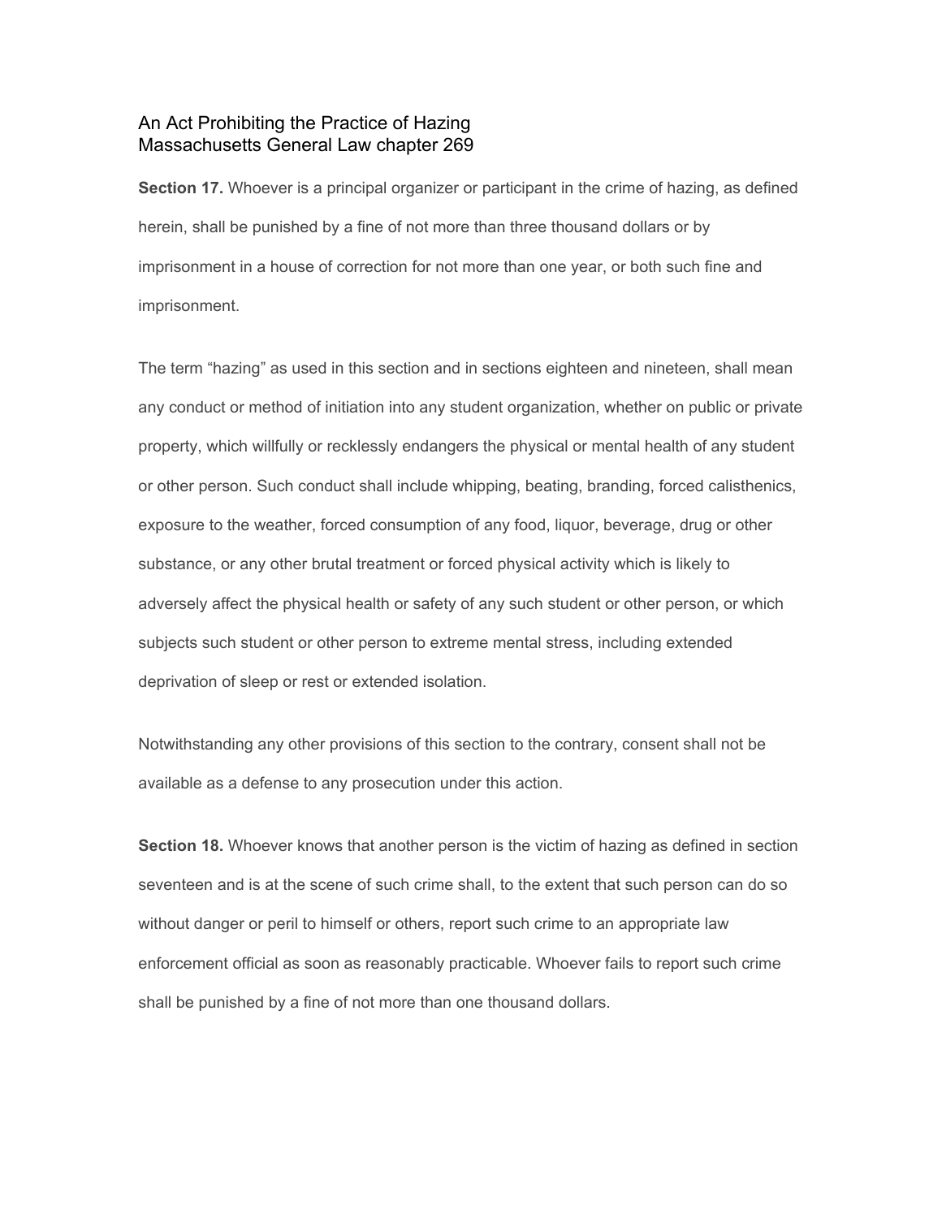# An Act Prohibiting the Practice of Hazing
## Massachusetts General Law chapter 269

**Section 17.** Whoever is a principal organizer or participant in the crime of hazing, as defined herein, shall be punished by a fine of not more than three thousand dollars or by imprisonment in a house of correction for not more than one year, or both such fine and imprisonment.

The term “hazing” as used in this section and in sections eighteen and nineteen, shall mean any conduct or method of initiation into any student organization, whether on public or private property, which willfully or recklessly endangers the physical or mental health of any student or other person. Such conduct shall include whipping, beating, branding, forced calisthenics, exposure to the weather, forced consumption of any food, liquor, beverage, drug or other substance, or any other brutal treatment or forced physical activity which is likely to adversely affect the physical health or safety of any such student or other person, or which subjects such student or other person to extreme mental stress, including extended deprivation of sleep or rest or extended isolation.

Notwithstanding any other provisions of this section to the contrary, consent shall not be available as a defense to any prosecution under this action.

**Section 18.** Whoever knows that another person is the victim of hazing as defined in section seventeen and is at the scene of such crime shall, to the extent that such person can do so without danger or peril to himself or others, report such crime to an appropriate law enforcement official as soon as reasonably practicable. Whoever fails to report such crime shall be punished by a fine of not more than one thousand dollars.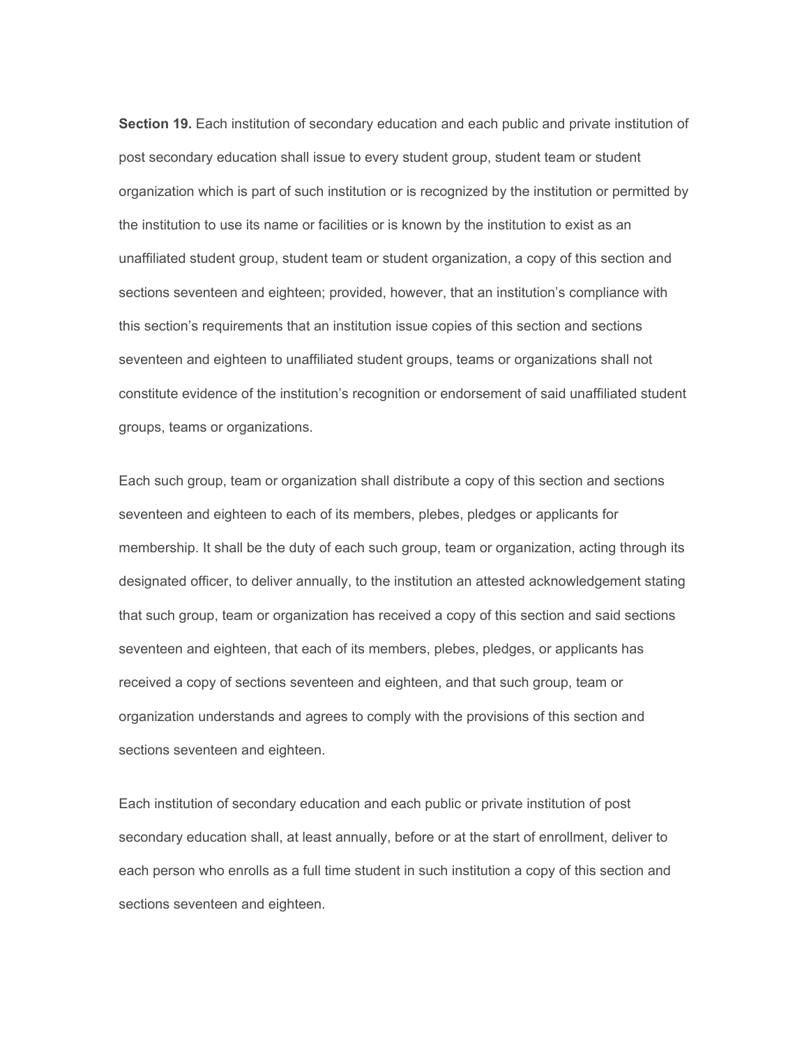**Section 19.** Each institution of secondary education and each public and private institution of post secondary education shall issue to every student group, student team or student organization which is part of such institution or is recognized by the institution or permitted by the institution to use its name or facilities or is known by the institution to exist as an unaffiliated student group, student team or student organization, a copy of this section and sections seventeen and eighteen; provided, however, that an institution's compliance with this section's requirements that an institution issue copies of this section and sections seventeen and eighteen to unaffiliated student groups, teams or organizations shall not constitute evidence of the institution's recognition or endorsement of said unaffiliated student groups, teams or organizations.

Each such group, team or organization shall distribute a copy of this section and sections seventeen and eighteen to each of its members, plebes, pledges or applicants for membership. It shall be the duty of each such group, team or organization, acting through its designated officer, to deliver annually, to the institution an attested acknowledgement stating that such group, team or organization has received a copy of this section and said sections seventeen and eighteen, that each of its members, plebes, pledges, or applicants has received a copy of sections seventeen and eighteen, and that such group, team or organization understands and agrees to comply with the provisions of this section and sections seventeen and eighteen.

Each institution of secondary education and each public or private institution of post secondary education shall, at least annually, before or at the start of enrollment, deliver to each person who enrolls as a full time student in such institution a copy of this section and sections seventeen and eighteen.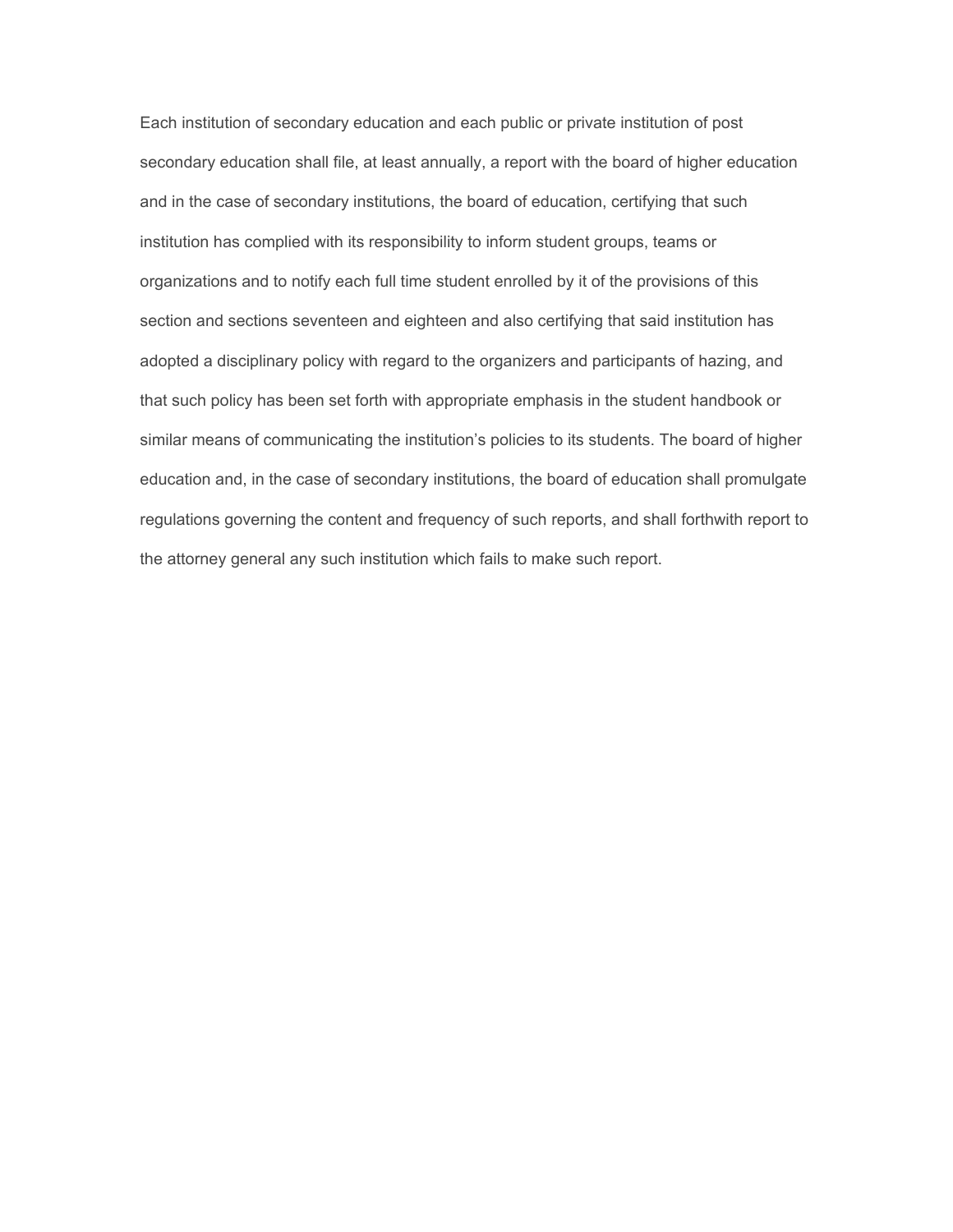Each institution of secondary education and each public or private institution of post secondary education shall file, at least annually, a report with the board of higher education and in the case of secondary institutions, the board of education, certifying that such institution has complied with its responsibility to inform student groups, teams or organizations and to notify each full time student enrolled by it of the provisions of this section and sections seventeen and eighteen and also certifying that said institution has adopted a disciplinary policy with regard to the organizers and participants of hazing, and that such policy has been set forth with appropriate emphasis in the student handbook or similar means of communicating the institution's policies to its students. The board of higher education and, in the case of secondary institutions, the board of education shall promulgate regulations governing the content and frequency of such reports, and shall forthwith report to the attorney general any such institution which fails to make such report.